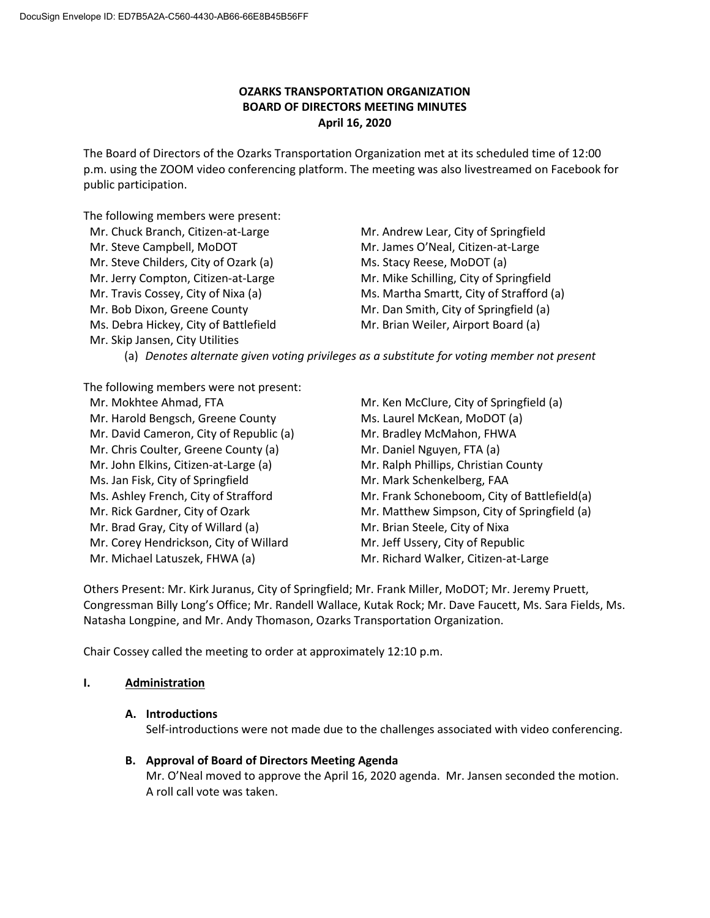# OZARKS TRANSPORTATION ORGANIZATION
## BOARD OF DIRECTORS MEETING MINUTES
### April 16, 2020

The Board of Directors of the Ozarks Transportation Organization met at its scheduled time of 12:00 p.m. using the ZOOM video conferencing platform. The meeting was also livestreamed on Facebook for public participation.

The following members were present:

- Mr. Chuck Branch, Citizen-at-Large
- Mr. Steve Campbell, MoDOT
- Mr. Steve Childers, City of Ozark (a)
- Mr. Jerry Compton, Citizen-at-Large
- Mr. Travis Cossey, City of Nixa (a)
- Mr. Bob Dixon, Greene County
- Ms. Debra Hickey, City of Battlefield
- Mr. Skip Jansen, City Utilities
- Mr. Andrew Lear, City of Springfield
- Mr. James O'Neal, Citizen-at-Large
- Ms. Stacy Reese, MoDOT (a)
- Mr. Mike Schilling, City of Springfield
- Ms. Martha Smartt, City of Strafford (a)
- Mr. Dan Smith, City of Springfield (a)
- Mr. Brian Weiler, Airport Board (a)

(a) *Denotes alternate given voting privileges as a substitute for voting member not present*

The following members were not present:

- Mr. Mokhtee Ahmad, FTA
- Mr. Harold Bengsch, Greene County
- Mr. David Cameron, City of Republic (a)
- Mr. Chris Coulter, Greene County (a)
- Mr. John Elkins, Citizen-at-Large (a)
- Ms. Jan Fisk, City of Springfield
- Ms. Ashley French, City of Strafford
- Mr. Rick Gardner, City of Ozark
- Mr. Brad Gray, City of Willard (a)
- Mr. Corey Hendrickson, City of Willard
- Mr. Michael Latuszek, FHWA (a)
- Mr. Ken McClure, City of Springfield (a)
- Ms. Laurel McKean, MoDOT (a)
- Mr. Bradley McMahon, FHWA
- Mr. Daniel Nguyen, FTA (a)
- Mr. Ralph Phillips, Christian County
- Mr. Mark Schenkelberg, FAA
- Mr. Frank Schoneboom, City of Battlefield(a)
- Mr. Matthew Simpson, City of Springfield (a)
- Mr. Brian Steele, City of Nixa
- Mr. Jeff Ussery, City of Republic
- Mr. Richard Walker, Citizen-at-Large

Others Present: Mr. Kirk Juranus, City of Springfield; Mr. Frank Miller, MoDOT; Mr. Jeremy Pruett, Congressman Billy Long's Office; Mr. Randell Wallace, Kutak Rock; Mr. Dave Faucett, Ms. Sara Fields, Ms. Natasha Longpine, and Mr. Andy Thomason, Ozarks Transportation Organization.

Chair Cossey called the meeting to order at approximately 12:10 p.m.

## I. Administration

### A. Introductions

Self-introductions were not made due to the challenges associated with video conferencing.

### B. Approval of Board of Directors Meeting Agenda

Mr. O'Neal moved to approve the April 16, 2020 agenda. Mr. Jansen seconded the motion. A roll call vote was taken.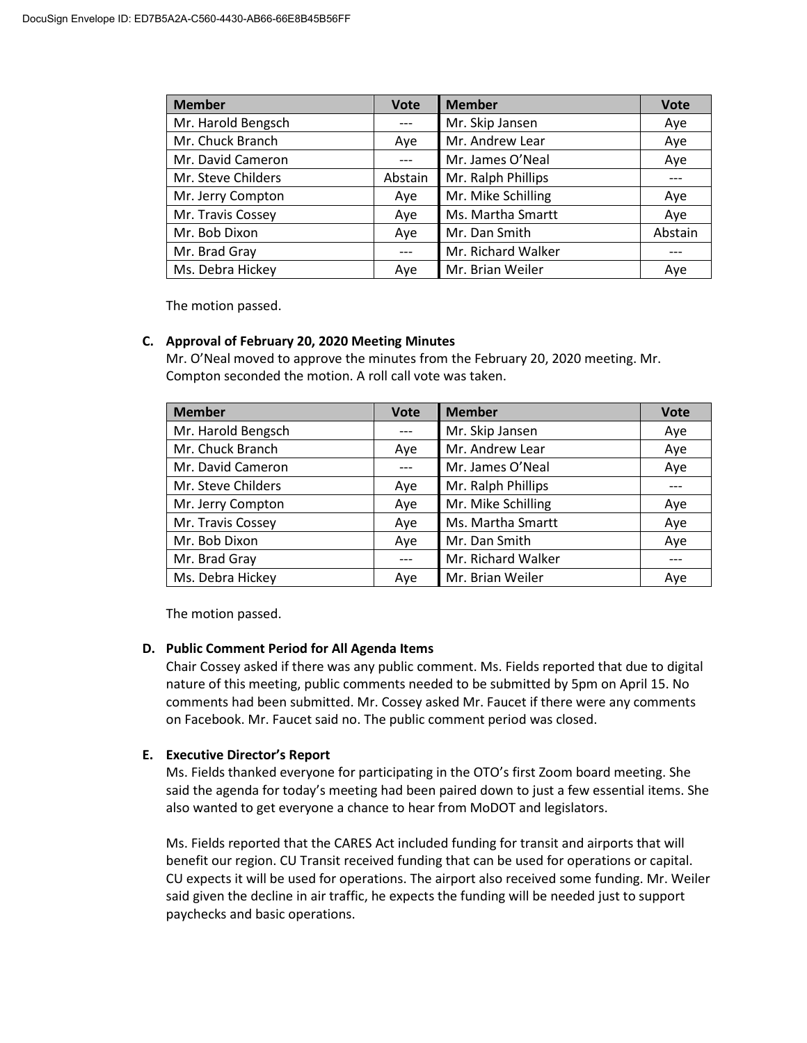| Member | Vote | Member | Vote |
|---|---|---|---|
| Mr. Harold Bengsch | --- | Mr. Skip Jansen | Aye |
| Mr. Chuck Branch | Aye | Mr. Andrew Lear | Aye |
| Mr. David Cameron | --- | Mr. James O'Neal | Aye |
| Mr. Steve Childers | Abstain | Mr. Ralph Phillips | --- |
| Mr. Jerry Compton | Aye | Mr. Mike Schilling | Aye |
| Mr. Travis Cossey | Aye | Ms. Martha Smartt | Aye |
| Mr. Bob Dixon | Aye | Mr. Dan Smith | Abstain |
| Mr. Brad Gray | --- | Mr. Richard Walker | --- |
| Ms. Debra Hickey | Aye | Mr. Brian Weiler | Aye |

The motion passed.

**C. Approval of February 20, 2020 Meeting Minutes**

Mr. O'Neal moved to approve the minutes from the February 20, 2020 meeting. Mr. Compton seconded the motion. A roll call vote was taken.

| Member | Vote | Member | Vote |
|---|---|---|---|
| Mr. Harold Bengsch | --- | Mr. Skip Jansen | Aye |
| Mr. Chuck Branch | Aye | Mr. Andrew Lear | Aye |
| Mr. David Cameron | --- | Mr. James O'Neal | Aye |
| Mr. Steve Childers | Aye | Mr. Ralph Phillips | --- |
| Mr. Jerry Compton | Aye | Mr. Mike Schilling | Aye |
| Mr. Travis Cossey | Aye | Ms. Martha Smartt | Aye |
| Mr. Bob Dixon | Aye | Mr. Dan Smith | Aye |
| Mr. Brad Gray | --- | Mr. Richard Walker | --- |
| Ms. Debra Hickey | Aye | Mr. Brian Weiler | Aye |

The motion passed.

**D. Public Comment Period for All Agenda Items**

Chair Cossey asked if there was any public comment. Ms. Fields reported that due to digital nature of this meeting, public comments needed to be submitted by 5pm on April 15. No comments had been submitted. Mr. Cossey asked Mr. Faucet if there were any comments on Facebook. Mr. Faucet said no. The public comment period was closed.

**E. Executive Director's Report**

Ms. Fields thanked everyone for participating in the OTO's first Zoom board meeting. She said the agenda for today's meeting had been paired down to just a few essential items. She also wanted to get everyone a chance to hear from MoDOT and legislators.

Ms. Fields reported that the CARES Act included funding for transit and airports that will benefit our region. CU Transit received funding that can be used for operations or capital. CU expects it will be used for operations. The airport also received some funding. Mr. Weiler said given the decline in air traffic, he expects the funding will be needed just to support paychecks and basic operations.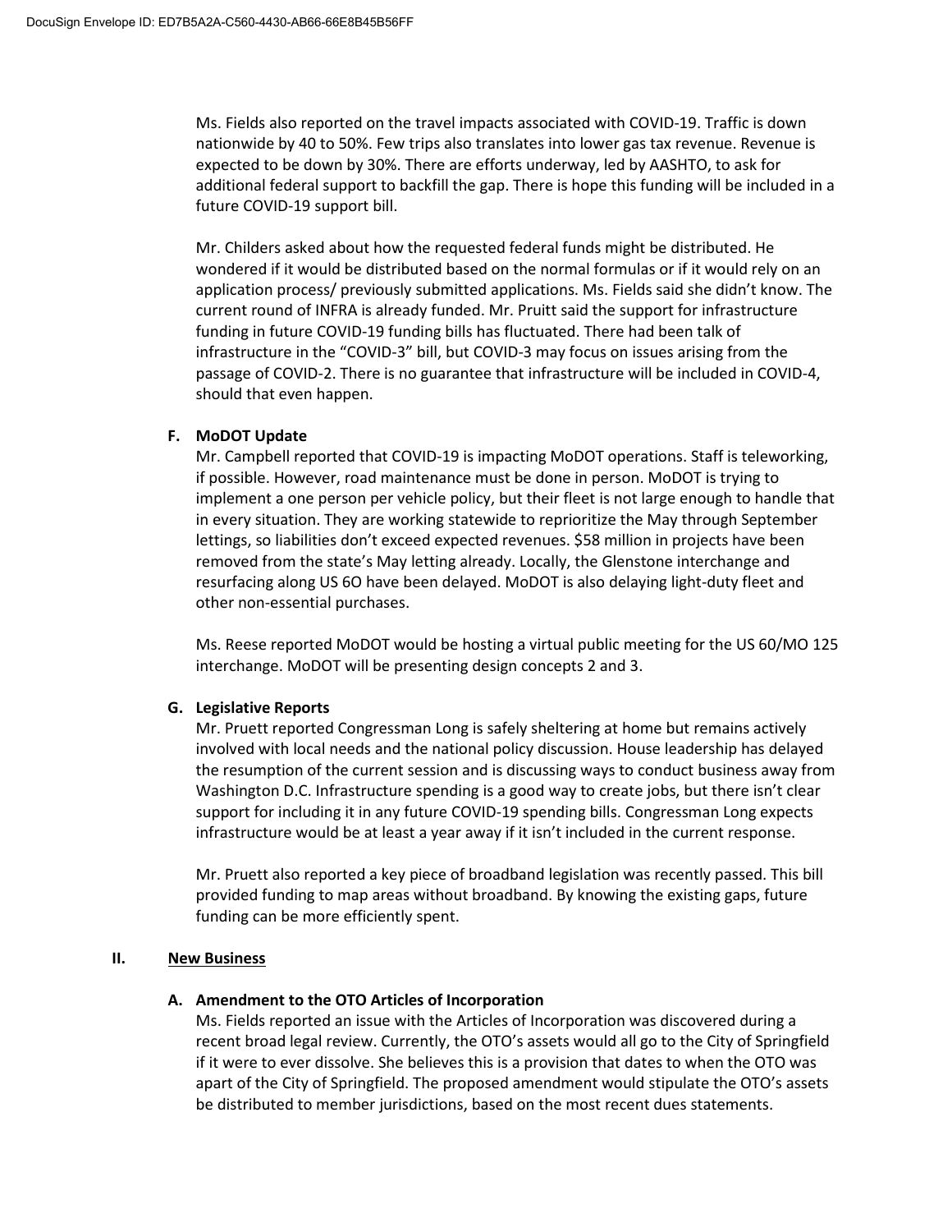Ms. Fields also reported on the travel impacts associated with COVID-19. Traffic is down nationwide by 40 to 50%. Few trips also translates into lower gas tax revenue. Revenue is expected to be down by 30%. There are efforts underway, led by AASHTO, to ask for additional federal support to backfill the gap. There is hope this funding will be included in a future COVID-19 support bill.

Mr. Childers asked about how the requested federal funds might be distributed. He wondered if it would be distributed based on the normal formulas or if it would rely on an application process/ previously submitted applications. Ms. Fields said she didn't know. The current round of INFRA is already funded. Mr. Pruitt said the support for infrastructure funding in future COVID-19 funding bills has fluctuated. There had been talk of infrastructure in the "COVID-3" bill, but COVID-3 may focus on issues arising from the passage of COVID-2. There is no guarantee that infrastructure will be included in COVID-4, should that even happen.

**F. MoDOT Update**

Mr. Campbell reported that COVID-19 is impacting MoDOT operations. Staff is teleworking, if possible. However, road maintenance must be done in person. MoDOT is trying to implement a one person per vehicle policy, but their fleet is not large enough to handle that in every situation. They are working statewide to reprioritize the May through September lettings, so liabilities don't exceed expected revenues. $58 million in projects have been removed from the state's May letting already. Locally, the Glenstone interchange and resurfacing along US 6O have been delayed. MoDOT is also delaying light-duty fleet and other non-essential purchases.

Ms. Reese reported MoDOT would be hosting a virtual public meeting for the US 60/MO 125 interchange. MoDOT will be presenting design concepts 2 and 3.

**G. Legislative Reports**

Mr. Pruett reported Congressman Long is safely sheltering at home but remains actively involved with local needs and the national policy discussion. House leadership has delayed the resumption of the current session and is discussing ways to conduct business away from Washington D.C. Infrastructure spending is a good way to create jobs, but there isn't clear support for including it in any future COVID-19 spending bills. Congressman Long expects infrastructure would be at least a year away if it isn't included in the current response.

Mr. Pruett also reported a key piece of broadband legislation was recently passed. This bill provided funding to map areas without broadband. By knowing the existing gaps, future funding can be more efficiently spent.

## II. New Business

**A. Amendment to the OTO Articles of Incorporation**

Ms. Fields reported an issue with the Articles of Incorporation was discovered during a recent broad legal review. Currently, the OTO's assets would all go to the City of Springfield if it were to ever dissolve. She believes this is a provision that dates to when the OTO was apart of the City of Springfield. The proposed amendment would stipulate the OTO's assets be distributed to member jurisdictions, based on the most recent dues statements.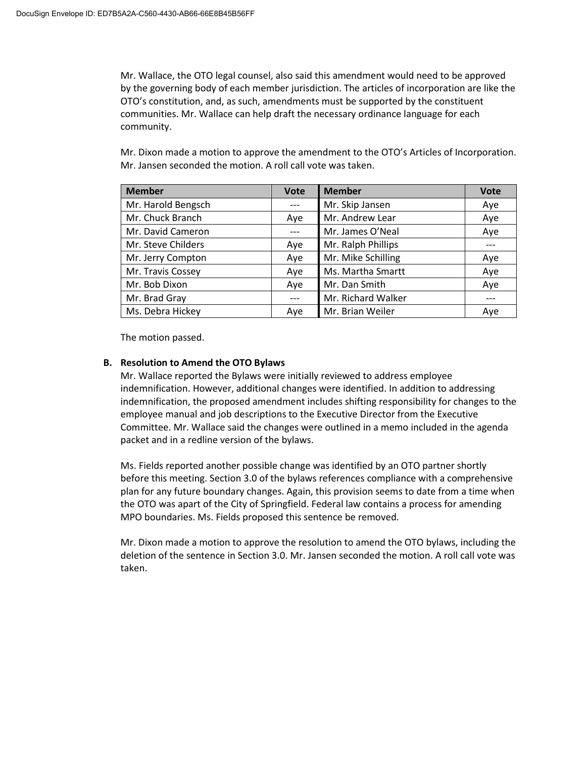Mr. Wallace, the OTO legal counsel, also said this amendment would need to be approved by the governing body of each member jurisdiction. The articles of incorporation are like the OTO's constitution, and, as such, amendments must be supported by the constituent communities. Mr. Wallace can help draft the necessary ordinance language for each community.

Mr. Dixon made a motion to approve the amendment to the OTO's Articles of Incorporation. Mr. Jansen seconded the motion. A roll call vote was taken.

| Member | Vote | Member | Vote |
|---|---|---|---|
| Mr. Harold Bengsch | --- | Mr. Skip Jansen | Aye |
| Mr. Chuck Branch | Aye | Mr. Andrew Lear | Aye |
| Mr. David Cameron | --- | Mr. James O'Neal | Aye |
| Mr. Steve Childers | Aye | Mr. Ralph Phillips | --- |
| Mr. Jerry Compton | Aye | Mr. Mike Schilling | Aye |
| Mr. Travis Cossey | Aye | Ms. Martha Smartt | Aye |
| Mr. Bob Dixon | Aye | Mr. Dan Smith | Aye |
| Mr. Brad Gray | --- | Mr. Richard Walker | --- |
| Ms. Debra Hickey | Aye | Mr. Brian Weiler | Aye |

The motion passed.

**B. Resolution to Amend the OTO Bylaws**

Mr. Wallace reported the Bylaws were initially reviewed to address employee indemnification. However, additional changes were identified. In addition to addressing indemnification, the proposed amendment includes shifting responsibility for changes to the employee manual and job descriptions to the Executive Director from the Executive Committee. Mr. Wallace said the changes were outlined in a memo included in the agenda packet and in a redline version of the bylaws.

Ms. Fields reported another possible change was identified by an OTO partner shortly before this meeting. Section 3.0 of the bylaws references compliance with a comprehensive plan for any future boundary changes. Again, this provision seems to date from a time when the OTO was apart of the City of Springfield. Federal law contains a process for amending MPO boundaries. Ms. Fields proposed this sentence be removed.

Mr. Dixon made a motion to approve the resolution to amend the OTO bylaws, including the deletion of the sentence in Section 3.0. Mr. Jansen seconded the motion. A roll call vote was taken.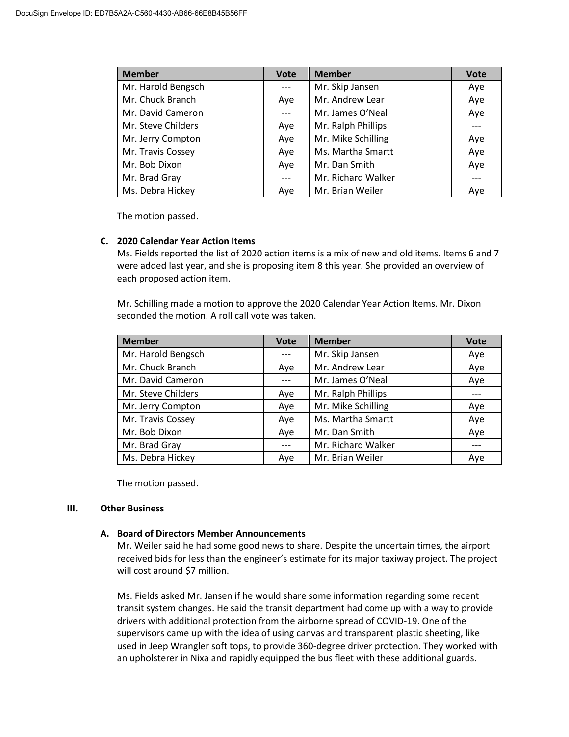| Member | Vote | Member | Vote |
| --- | --- | --- | --- |
| Mr. Harold Bengsch | --- | Mr. Skip Jansen | Aye |
| Mr. Chuck Branch | Aye | Mr. Andrew Lear | Aye |
| Mr. David Cameron | --- | Mr. James O'Neal | Aye |
| Mr. Steve Childers | Aye | Mr. Ralph Phillips | --- |
| Mr. Jerry Compton | Aye | Mr. Mike Schilling | Aye |
| Mr. Travis Cossey | Aye | Ms. Martha Smartt | Aye |
| Mr. Bob Dixon | Aye | Mr. Dan Smith | Aye |
| Mr. Brad Gray | --- | Mr. Richard Walker | --- |
| Ms. Debra Hickey | Aye | Mr. Brian Weiler | Aye |

The motion passed.

**C. 2020 Calendar Year Action Items**

Ms. Fields reported the list of 2020 action items is a mix of new and old items. Items 6 and 7 were added last year, and she is proposing item 8 this year. She provided an overview of each proposed action item.

Mr. Schilling made a motion to approve the 2020 Calendar Year Action Items. Mr. Dixon seconded the motion. A roll call vote was taken.

| Member | Vote | Member | Vote |
| --- | --- | --- | --- |
| Mr. Harold Bengsch | --- | Mr. Skip Jansen | Aye |
| Mr. Chuck Branch | Aye | Mr. Andrew Lear | Aye |
| Mr. David Cameron | --- | Mr. James O'Neal | Aye |
| Mr. Steve Childers | Aye | Mr. Ralph Phillips | --- |
| Mr. Jerry Compton | Aye | Mr. Mike Schilling | Aye |
| Mr. Travis Cossey | Aye | Ms. Martha Smartt | Aye |
| Mr. Bob Dixon | Aye | Mr. Dan Smith | Aye |
| Mr. Brad Gray | --- | Mr. Richard Walker | --- |
| Ms. Debra Hickey | Aye | Mr. Brian Weiler | Aye |

The motion passed.

## III. Other Business

**A. Board of Directors Member Announcements**

Mr. Weiler said he had some good news to share. Despite the uncertain times, the airport received bids for less than the engineer's estimate for its major taxiway project. The project will cost around $7 million.

Ms. Fields asked Mr. Jansen if he would share some information regarding some recent transit system changes. He said the transit department had come up with a way to provide drivers with additional protection from the airborne spread of COVID-19. One of the supervisors came up with the idea of using canvas and transparent plastic sheeting, like used in Jeep Wrangler soft tops, to provide 360-degree driver protection. They worked with an upholsterer in Nixa and rapidly equipped the bus fleet with these additional guards.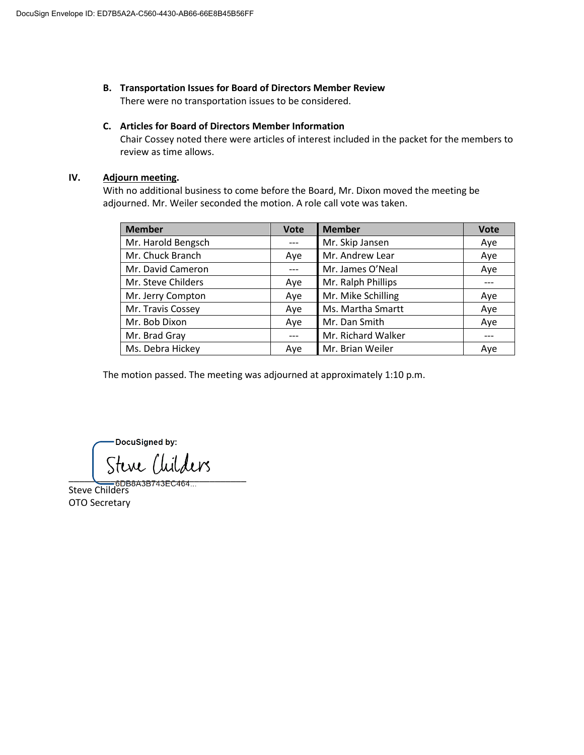**B. Transportation Issues for Board of Directors Member Review**

There were no transportation issues to be considered.

**C. Articles for Board of Directors Member Information**

Chair Cossey noted there were articles of interest included in the packet for the members to review as time allows.

**IV. <u>Adjourn meeting</u>.**

With no additional business to come before the Board, Mr. Dixon moved the meeting be adjourned. Mr. Weiler seconded the motion. A role call vote was taken.

| Member | Vote | Member | Vote |
|---|---|---|---|
| Mr. Harold Bengsch | --- | Mr. Skip Jansen | Aye |
| Mr. Chuck Branch | Aye | Mr. Andrew Lear | Aye |
| Mr. David Cameron | --- | Mr. James O'Neal | Aye |
| Mr. Steve Childers | Aye | Mr. Ralph Phillips | --- |
| Mr. Jerry Compton | Aye | Mr. Mike Schilling | Aye |
| Mr. Travis Cossey | Aye | Ms. Martha Smartt | Aye |
| Mr. Bob Dixon | Aye | Mr. Dan Smith | Aye |
| Mr. Brad Gray | --- | Mr. Richard Walker | --- |
| Ms. Debra Hickey | Aye | Mr. Brian Weiler | Aye |

The motion passed. The meeting was adjourned at approximately 1:10 p.m.

DocuSigned by:

Steve Childers

6DB8A3B743EC464...

Steve Childers
OTO Secretary